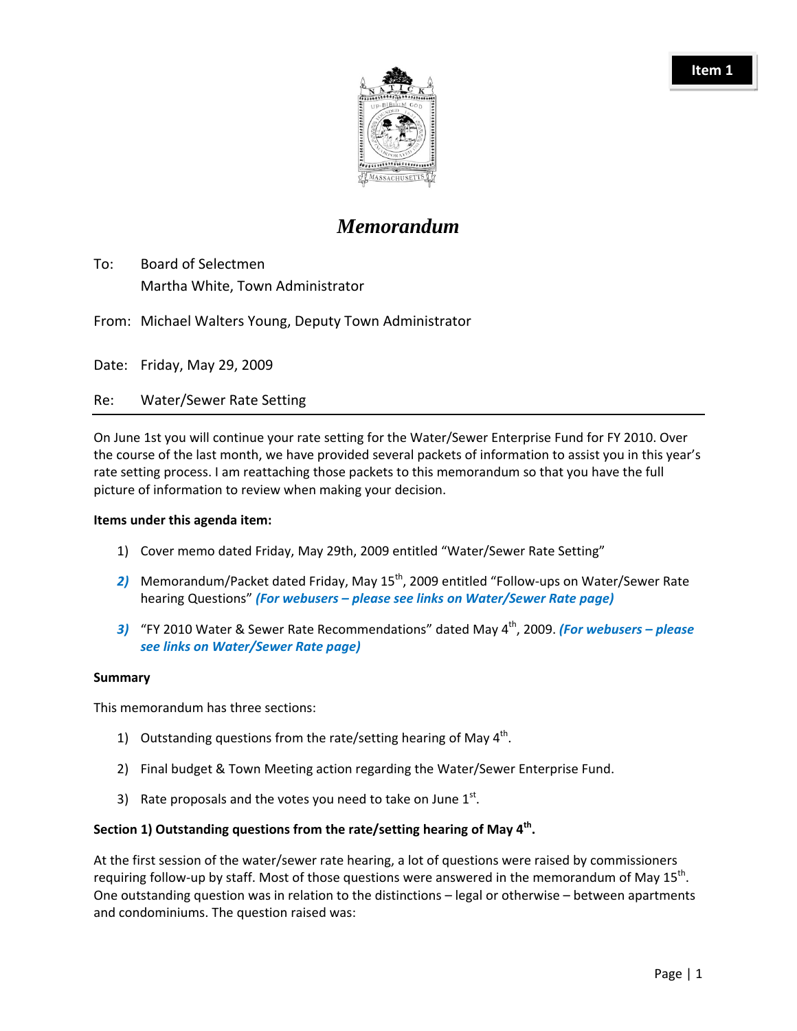**Item 1**

# *Memorandum*

To: Board of Selectmen
Martha White, Town Administrator

From: Michael Walters Young, Deputy Town Administrator

Date: Friday, May 29, 2009

Re: Water/Sewer Rate Setting

---

On June 1st you will continue your rate setting for the Water/Sewer Enterprise Fund for FY 2010. Over the course of the last month, we have provided several packets of information to assist you in this year's rate setting process. I am reattaching those packets to this memorandum so that you have the full picture of information to review when making your decision.

**Items under this agenda item:**

1) Cover memo dated Friday, May 29th, 2009 entitled "Water/Sewer Rate Setting"
2) Memorandum/Packet dated Friday, May 15th, 2009 entitled "Follow-ups on Water/Sewer Rate hearing Questions" ***(For webusers – please see links on Water/Sewer Rate page)***
3) "FY 2010 Water & Sewer Rate Recommendations" dated May 4th, 2009. ***(For webusers – please see links on Water/Sewer Rate page)***

**Summary**

This memorandum has three sections:

1) Outstanding questions from the rate/setting hearing of May 4th.
2) Final budget & Town Meeting action regarding the Water/Sewer Enterprise Fund.
3) Rate proposals and the votes you need to take on June 1st.

**Section 1) Outstanding questions from the rate/setting hearing of May 4th.**

At the first session of the water/sewer rate hearing, a lot of questions were raised by commissioners requiring follow-up by staff. Most of those questions were answered in the memorandum of May 15th. One outstanding question was in relation to the distinctions – legal or otherwise – between apartments and condominiums. The question raised was: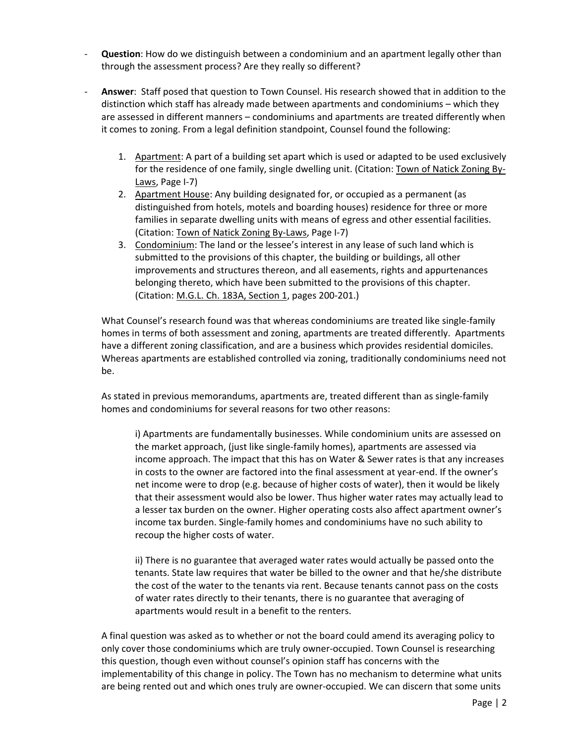- **Question**: How do we distinguish between a condominium and an apartment legally other than through the assessment process? Are they really so different?

- **Answer**: Staff posed that question to Town Counsel. His research showed that in addition to the distinction which staff has already made between apartments and condominiums – which they are assessed in different manners – condominiums and apartments are treated differently when it comes to zoning. From a legal definition standpoint, Counsel found the following:

  1. Apartment: A part of a building set apart which is used or adapted to be used exclusively for the residence of one family, single dwelling unit. (Citation: Town of Natick Zoning By-Laws, Page I-7)
  2. Apartment House: Any building designated for, or occupied as a permanent (as distinguished from hotels, motels and boarding houses) residence for three or more families in separate dwelling units with means of egress and other essential facilities. (Citation: Town of Natick Zoning By-Laws, Page I-7)
  3. Condominium: The land or the lessee's interest in any lease of such land which is submitted to the provisions of this chapter, the building or buildings, all other improvements and structures thereon, and all easements, rights and appurtenances belonging thereto, which have been submitted to the provisions of this chapter. (Citation: M.G.L. Ch. 183A, Section 1, pages 200-201.)

  What Counsel's research found was that whereas condominiums are treated like single-family homes in terms of both assessment and zoning, apartments are treated differently. Apartments have a different zoning classification, and are a business which provides residential domiciles. Whereas apartments are established controlled via zoning, traditionally condominiums need not be.

  As stated in previous memorandums, apartments are, treated different than as single-family homes and condominiums for several reasons for two other reasons:

  > i) Apartments are fundamentally businesses. While condominium units are assessed on the market approach, (just like single-family homes), apartments are assessed via income approach. The impact that this has on Water & Sewer rates is that any increases in costs to the owner are factored into the final assessment at year-end. If the owner's net income were to drop (e.g. because of higher costs of water), then it would be likely that their assessment would also be lower. Thus higher water rates may actually lead to a lesser tax burden on the owner. Higher operating costs also affect apartment owner's income tax burden. Single-family homes and condominiums have no such ability to recoup the higher costs of water.
  >
  > ii) There is no guarantee that averaged water rates would actually be passed onto the tenants. State law requires that water be billed to the owner and that he/she distribute the cost of the water to the tenants via rent. Because tenants cannot pass on the costs of water rates directly to their tenants, there is no guarantee that averaging of apartments would result in a benefit to the renters.

  A final question was asked as to whether or not the board could amend its averaging policy to only cover those condominiums which are truly owner-occupied. Town Counsel is researching this question, though even without counsel's opinion staff has concerns with the implementability of this change in policy. The Town has no mechanism to determine what units are being rented out and which ones truly are owner-occupied. We can discern that some units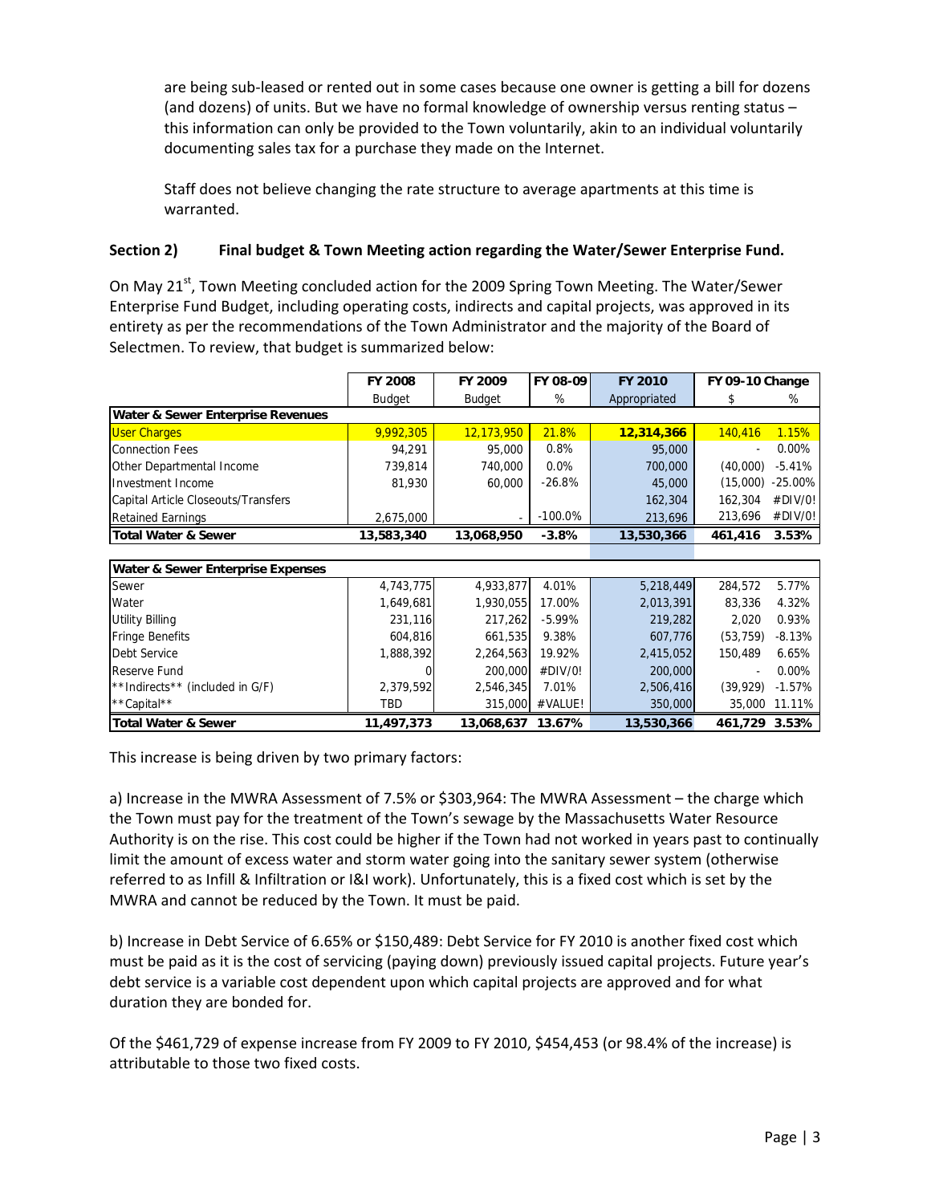are being sub-leased or rented out in some cases because one owner is getting a bill for dozens (and dozens) of units. But we have no formal knowledge of ownership versus renting status – this information can only be provided to the Town voluntarily, akin to an individual voluntarily documenting sales tax for a purchase they made on the Internet.

Staff does not believe changing the rate structure to average apartments at this time is warranted.

**Section 2) Final budget & Town Meeting action regarding the Water/Sewer Enterprise Fund.**

On May 21st, Town Meeting concluded action for the 2009 Spring Town Meeting. The Water/Sewer Enterprise Fund Budget, including operating costs, indirects and capital projects, was approved in its entirety as per the recommendations of the Town Administrator and the majority of the Board of Selectmen. To review, that budget is summarized below:

| | FY 2008 | FY 2009 | FY 08-09 | FY 2010 | FY 09-10 Change | |
|---|---|---|---|---|---|---|
| | Budget | Budget | % | Appropriated | $ | % |
| **Water & Sewer Enterprise Revenues** | | | | | | |
| User Charges | 9,992,305 | 12,173,950 | 21.8% | **12,314,366** | 140,416 | 1.15% |
| Connection Fees | 94,291 | 95,000 | 0.8% | 95,000 | - | 0.00% |
| Other Departmental Income | 739,814 | 740,000 | 0.0% | 700,000 | (40,000) | -5.41% |
| Investment Income | 81,930 | 60,000 | -26.8% | 45,000 | (15,000) | -25.00% |
| Capital Article Closeouts/Transfers | | | | 162,304 | 162,304 | #DIV/0! |
| Retained Earnings | 2,675,000 | - | -100.0% | 213,696 | 213,696 | #DIV/0! |
| **Total Water & Sewer** | **13,583,340** | **13,068,950** | **-3.8%** | **13,530,366** | **461,416** | **3.53%** |
| **Water & Sewer Enterprise Expenses** | | | | | | |
| Sewer | 4,743,775 | 4,933,877 | 4.01% | 5,218,449 | 284,572 | 5.77% |
| Water | 1,649,681 | 1,930,055 | 17.00% | 2,013,391 | 83,336 | 4.32% |
| Utility Billing | 231,116 | 217,262 | -5.99% | 219,282 | 2,020 | 0.93% |
| Fringe Benefits | 604,816 | 661,535 | 9.38% | 607,776 | (53,759) | -8.13% |
| Debt Service | 1,888,392 | 2,264,563 | 19.92% | 2,415,052 | 150,489 | 6.65% |
| Reserve Fund | 0 | 200,000 | #DIV/0! | 200,000 | - | 0.00% |
| **Indirects** (included in G/F) | 2,379,592 | 2,546,345 | 7.01% | 2,506,416 | (39,929) | -1.57% |
| **Capital** | TBD | 315,000 | #VALUE! | 350,000 | 35,000 | 11.11% |
| **Total Water & Sewer** | **11,497,373** | **13,068,637** | **13.67%** | **13,530,366** | **461,729** | **3.53%** |

This increase is being driven by two primary factors:

a) Increase in the MWRA Assessment of 7.5% or $303,964: The MWRA Assessment – the charge which the Town must pay for the treatment of the Town's sewage by the Massachusetts Water Resource Authority is on the rise. This cost could be higher if the Town had not worked in years past to continually limit the amount of excess water and storm water going into the sanitary sewer system (otherwise referred to as Infill & Infiltration or I&I work). Unfortunately, this is a fixed cost which is set by the MWRA and cannot be reduced by the Town. It must be paid.

b) Increase in Debt Service of 6.65% or $150,489: Debt Service for FY 2010 is another fixed cost which must be paid as it is the cost of servicing (paying down) previously issued capital projects. Future year's debt service is a variable cost dependent upon which capital projects are approved and for what duration they are bonded for.

Of the $461,729 of expense increase from FY 2009 to FY 2010, $454,453 (or 98.4% of the increase) is attributable to those two fixed costs.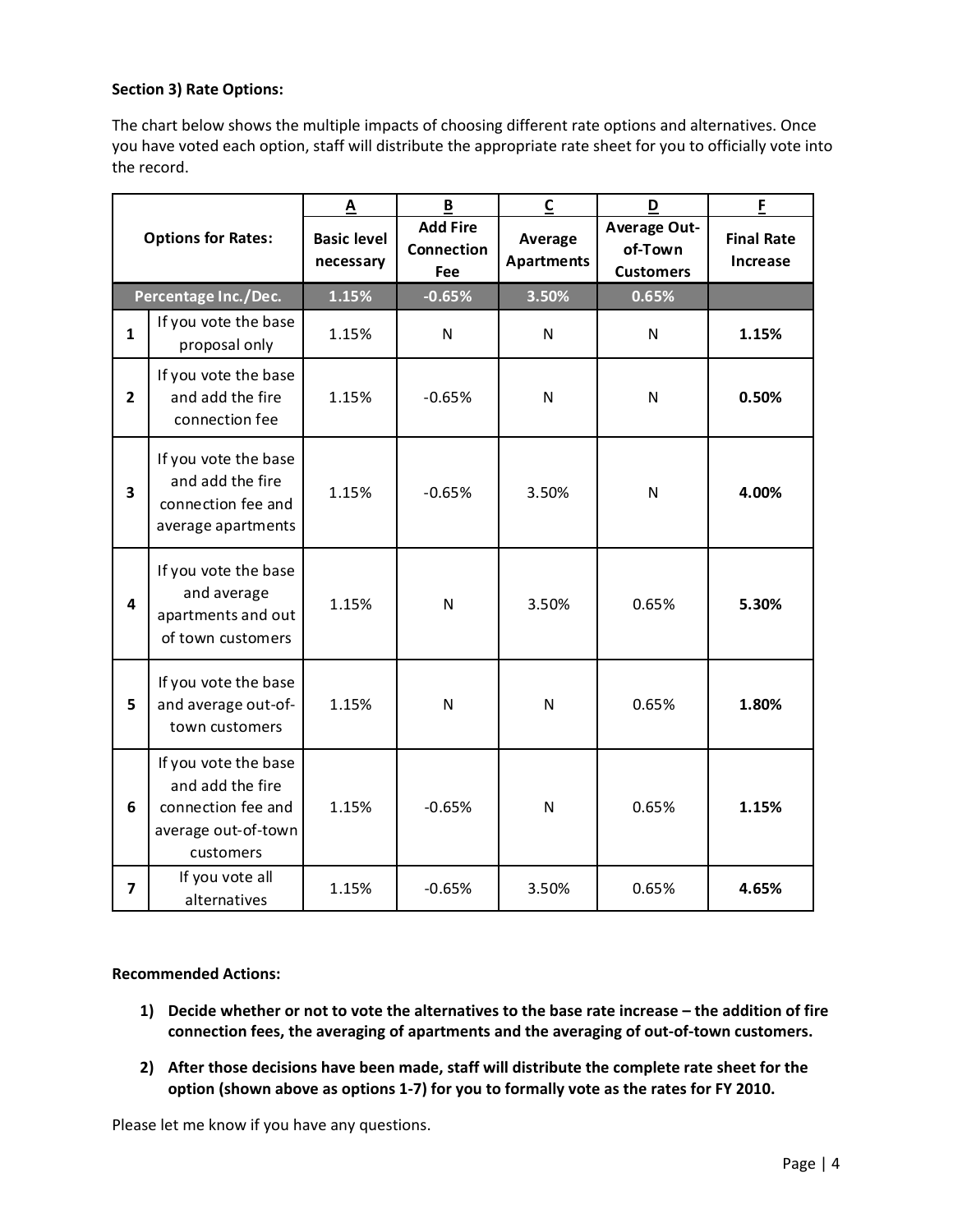**Section 3) Rate Options:**

The chart below shows the multiple impacts of choosing different rate options and alternatives. Once you have voted each option, staff will distribute the appropriate rate sheet for you to officially vote into the record.

| Options for Rates: | | A<br>Basic level necessary | B<br>Add Fire Connection Fee | C<br>Average Apartments | D<br>Average Out-of-Town Customers | F<br>Final Rate Increase |
|---|---|---|---|---|---|---|
| Percentage Inc./Dec. | | 1.15% | -0.65% | 3.50% | 0.65% | |
| 1 | If you vote the base proposal only | 1.15% | N | N | N | **1.15%** |
| 2 | If you vote the base and add the fire connection fee | 1.15% | -0.65% | N | N | **0.50%** |
| 3 | If you vote the base and add the fire connection fee and average apartments | 1.15% | -0.65% | 3.50% | N | **4.00%** |
| 4 | If you vote the base and average apartments and out of town customers | 1.15% | N | 3.50% | 0.65% | **5.30%** |
| 5 | If you vote the base and average out-of-town customers | 1.15% | N | N | 0.65% | **1.80%** |
| 6 | If you vote the base and add the fire connection fee and average out-of-town customers | 1.15% | -0.65% | N | 0.65% | **1.15%** |
| 7 | If you vote all alternatives | 1.15% | -0.65% | 3.50% | 0.65% | **4.65%** |

**Recommended Actions:**

1) **Decide whether or not to vote the alternatives to the base rate increase – the addition of fire connection fees, the averaging of apartments and the averaging of out-of-town customers.**

2) **After those decisions have been made, staff will distribute the complete rate sheet for the option (shown above as options 1-7) for you to formally vote as the rates for FY 2010.**

Please let me know if you have any questions.